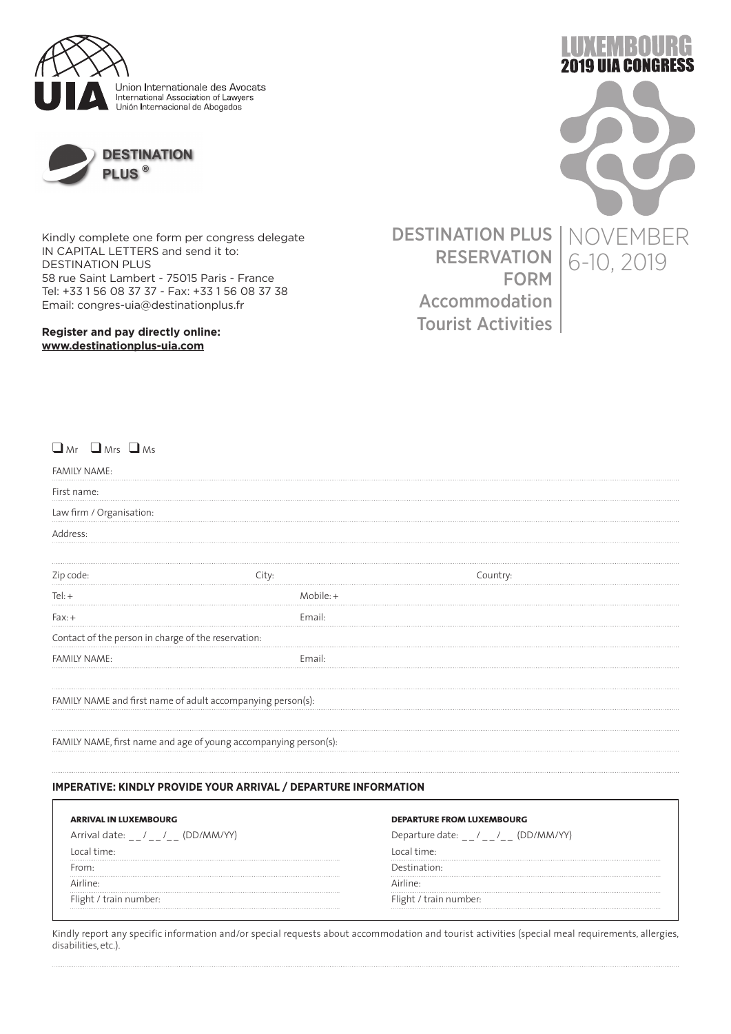Union Internationale des Avocats
International Association of Lawyers
Unión Internacional de Abogados

DESTINATION PLUS ®

# LUXEMBOURG 2019 UIA CONGRESS

## DESTINATION PLUS RESERVATION FORM

Accommodation
Tourist Activities

NOVEMBER 6-10, 2019

Kindly complete one form per congress delegate IN CAPITAL LETTERS and send it to:
DESTINATION PLUS
58 rue Saint Lambert - 75015 Paris - France
Tel: +33 1 56 08 37 37 - Fax: +33 1 56 08 37 38
Email: congres-uia@destinationplus.fr

**Register and pay directly online:**
**www.destinationplus-uia.com**

❑ Mr ❑ Mrs ❑ Ms

FAMILY NAME:

First name:

Law firm / Organisation:

Address:

Zip code: City: Country:

Tel: + Mobile: +

Fax: + Email:

Contact of the person in charge of the reservation:

FAMILY NAME: Email:

FAMILY NAME and first name of adult accompanying person(s):

FAMILY NAME, first name and age of young accompanying person(s):

**IMPERATIVE: KINDLY PROVIDE YOUR ARRIVAL / DEPARTURE INFORMATION**

| **ARRIVAL IN LUXEMBOURG** | **DEPARTURE FROM LUXEMBOURG** |
|---|---|
| Arrival date: _ _ / _ _ / _ _ (DD/MM/YY) | Departure date: _ _ / _ _ / _ _ (DD/MM/YY) |
| Local time: | Local time: |
| From: | Destination: |
| Airline: | Airline: |
| Flight / train number: | Flight / train number: |

Kindly report any specific information and/or special requests about accommodation and tourist activities (special meal requirements, allergies, disabilities, etc.).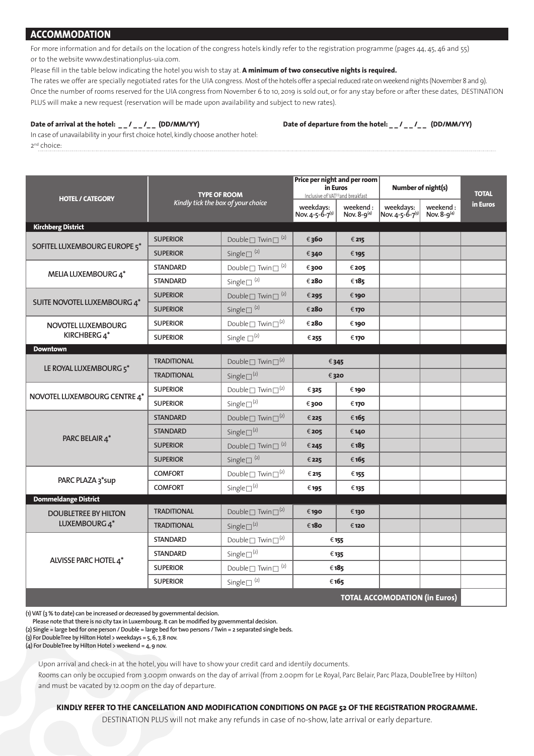## ACCOMMODATION

For more information and for details on the location of the congress hotels kindly refer to the registration programme (pages 44, 45, 46 and 55) or to the website www.destinationplus-uia.com.

Please fill in the table below indicating the hotel you wish to stay at. **A minimum of two consecutive nights is required.**

The rates we offer are specially negotiated rates for the UIA congress. Most of the hotels offer a special reduced rate on weekend nights (November 8 and 9).

Once the number of rooms reserved for the UIA congress from November 6 to 10, 2019 is sold out, or for any stay before or after these dates, DESTINATION PLUS will make a new request (reservation will be made upon availability and subject to new rates).

**Date of arrival at the hotel: _ _ / _ _ /_ _ (DD/MM/YY)** **Date of departure from the hotel: _ _ / _ _ /_ _ (DD/MM/YY)**

In case of unavailability in your first choice hotel, kindly choose another hotel:

2nd choice: ..........................................................................................................................................................................................................

| HOTEL / CATEGORY | TYPE OF ROOM *Kindly tick the box of your choice* | | Price per night and per room in Euros Inclusive of VAT[1] and breakfast | | Number of night(s) | | TOTAL in Euros |
|---|---|---|---|---|---|---|---|
| | | | weekdays: Nov. 4-5-6-7[3] | weekend : Nov. 8-9[4] | weekdays: Nov. 4-5-6-7[3] | weekend : Nov. 8-9[4] | |
| **Kirchberg District** | | | | | | | |
| SOFITEL LUXEMBOURG EUROPE 5* | SUPERIOR | Double ☐ Twin ☐ [2] | €360 | €215 | | | |
| | SUPERIOR | Single ☐ [2] | €340 | €195 | | | |
| MELIA LUXEMBOURG 4* | STANDARD | Double ☐ Twin ☐ [2] | €300 | €205 | | | |
| | STANDARD | Single ☐ [2] | €280 | €185 | | | |
| SUITE NOVOTEL LUXEMBOURG 4* | SUPERIOR | Double ☐ Twin ☐ [2] | €295 | €190 | | | |
| | SUPERIOR | Single ☐ [2] | €280 | €170 | | | |
| NOVOTEL LUXEMBOURG KIRCHBERG 4* | SUPERIOR | Double ☐ Twin ☐ [2] | €280 | €190 | | | |
| | SUPERIOR | Single ☐ [2] | €255 | €170 | | | |
| **Downtown** | | | | | | | |
| LE ROYAL LUXEMBOURG 5* | TRADITIONAL | Double ☐ Twin ☐ [2] | €345 | | | | |
| | TRADITIONAL | Single ☐ [2] | €320 | | | | |
| NOVOTEL LUXEMBOURG CENTRE 4* | SUPERIOR | Double ☐ Twin ☐ [2] | €325 | €190 | | | |
| | SUPERIOR | Single ☐ [2] | €300 | €170 | | | |
| PARC BELAIR 4* | STANDARD | Double ☐ Twin ☐ [2] | €225 | €165 | | | |
| | STANDARD | Single ☐ [2] | €205 | €140 | | | |
| | SUPERIOR | Double ☐ Twin ☐ [2] | €245 | €185 | | | |
| | SUPERIOR | Single ☐ [2] | €225 | €165 | | | |
| PARC PLAZA 3*sup | COMFORT | Double ☐ Twin ☐ [2] | €215 | €155 | | | |
| | COMFORT | Single ☐ [2] | €195 | €135 | | | |
| **Dommeldange District** | | | | | | | |
| DOUBLETREE BY HILTON LUXEMBOURG 4* | TRADITIONAL | Double ☐ Twin ☐ [2] | €190 | €130 | | | |
| | TRADITIONAL | Single ☐ [2] | €180 | €120 | | | |
| ALVISSE PARC HOTEL 4* | STANDARD | Double ☐ Twin ☐ [2] | €155 | | | | |
| | STANDARD | Single ☐ [2] | €135 | | | | |
| | SUPERIOR | Double ☐ Twin ☐ [2] | €185 | | | | |
| | SUPERIOR | Single ☐ [2] | €165 | | | | |
| | | | | | | **TOTAL ACCOMODATION (in Euros)** | |

(1) VAT (3 % to date) can be increased or decreased by governmental decision.
Please note that there is no city tax in Luxembourg. It can be modified by governmental decision.

(2) Single = large bed for one person / Double = large bed for two persons / Twin = 2 separated single beds.

(3) For DoubleTree by Hilton Hotel > weekdays = 5, 6, 7, 8 nov.

(4) For DoubleTree by Hilton Hotel > weekend = 4, 9 nov.

Upon arrival and check-in at the hotel, you will have to show your credit card and identily documents.

Rooms can only be occupied from 3.00pm onwards on the day of arrival (from 2.00pm for Le Royal, Parc Belair, Parc Plaza, DoubleTree by Hilton) and must be vacated by 12.00pm on the day of departure.

**KINDLY REFER TO THE CANCELLATION AND MODIFICATION CONDITIONS ON PAGE 52 OF THE REGISTRATION PROGRAMME.**

DESTINATION PLUS will not make any refunds in case of no-show, late arrival or early departure.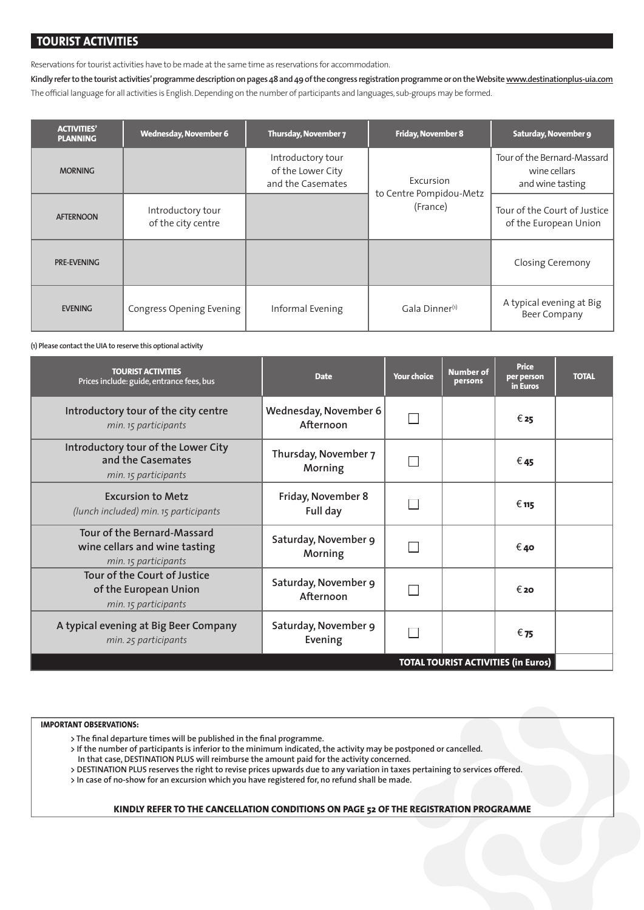## TOURIST ACTIVITIES

Reservations for tourist activities have to be made at the same time as reservations for accommodation.

**Kindly refer to the tourist activities' programme description on pages 48 and 49 of the congress registration programme or on the Website www.destinationplus-uia.com**

The official language for all activities is English. Depending on the number of participants and languages, sub-groups may be formed.

| ACTIVITIES' PLANNING | Wednesday, November 6 | Thursday, November 7 | Friday, November 8 | Saturday, November 9 |
|---|---|---|---|---|
| MORNING | | Introductory tour of the Lower City and the Casemates | Excursion to Centre Pompidou-Metz (France) | Tour of the Bernard-Massard wine cellars and wine tasting |
| AFTERNOON | Introductory tour of the city centre | | | Tour of the Court of Justice of the European Union |
| PRE-EVENING | | | | Closing Ceremony |
| EVENING | Congress Opening Evening | Informal Evening | Gala Dinner[1] | A typical evening at Big Beer Company |

**(1) Please contact the UIA to reserve this optional activity**

| TOURIST ACTIVITIES Prices include: guide, entrance fees, bus | Date | Your choice | Number of persons | Price per person in Euros | TOTAL |
|---|---|---|---|---|---|
| Introductory tour of the city centre *min. 15 participants* | Wednesday, November 6 Afternoon | ☐ | | € 25 | |
| Introductory tour of the Lower City and the Casemates *min. 15 participants* | Thursday, November 7 Morning | ☐ | | € 45 | |
| Excursion to Metz *(lunch included) min. 15 participants* | Friday, November 8 Full day | ☐ | | € 115 | |
| Tour of the Bernard-Massard wine cellars and wine tasting *min. 15 participants* | Saturday, November 9 Morning | ☐ | | € 40 | |
| Tour of the Court of Justice of the European Union *min. 15 participants* | Saturday, November 9 Afternoon | ☐ | | € 20 | |
| A typical evening at Big Beer Company *min. 25 participants* | Saturday, November 9 Evening | ☐ | | € 75 | |
| | | | | **TOTAL TOURIST ACTIVITIES (in Euros)** | |

**IMPORTANT OBSERVATIONS:**

- The final departure times will be published in the final programme.
- If the number of participants is inferior to the minimum indicated, the activity may be postponed or cancelled. In that case, DESTINATION PLUS will reimburse the amount paid for the activity concerned.
- DESTINATION PLUS reserves the right to revise prices upwards due to any variation in taxes pertaining to services offered.
- In case of no-show for an excursion which you have registered for, no refund shall be made.

**KINDLY REFER TO THE CANCELLATION CONDITIONS ON PAGE 52 OF THE REGISTRATION PROGRAMME**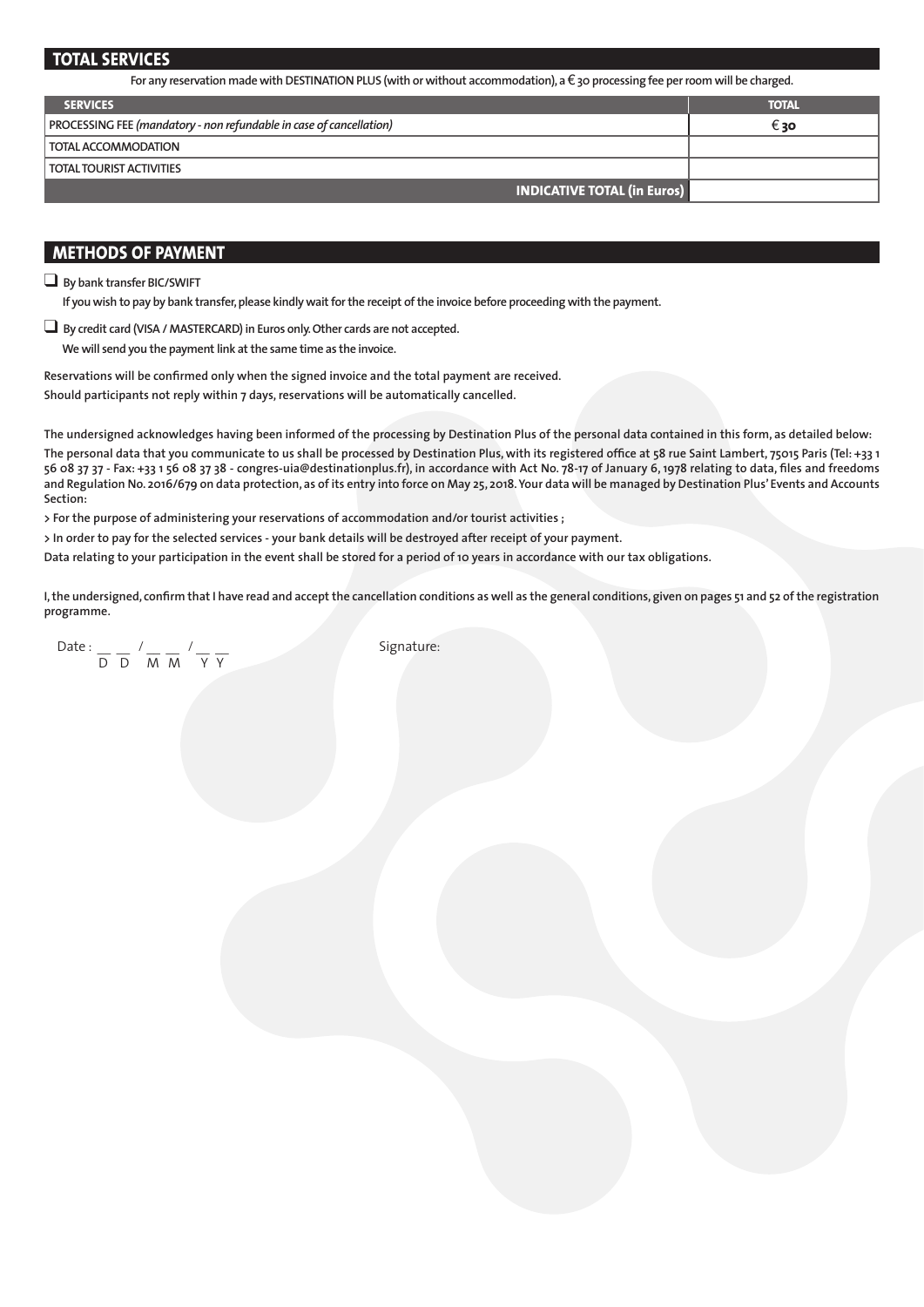## TOTAL SERVICES

For any reservation made with DESTINATION PLUS (with or without accommodation), a € 30 processing fee per room will be charged.

| SERVICES | TOTAL |
| --- | --- |
| PROCESSING FEE *(mandatory - non refundable in case of cancellation)* | € **30** |
| TOTAL ACCOMMODATION | |
| TOTAL TOURIST ACTIVITIES | |
| **INDICATIVE TOTAL (in Euros)** | |

## METHODS OF PAYMENT

❑ By bank transfer BIC/SWIFT

If you wish to pay by bank transfer, please kindly wait for the receipt of the invoice before proceeding with the payment.

❑ By credit card (VISA / MASTERCARD) in Euros only. Other cards are not accepted.

We will send you the payment link at the same time as the invoice.

Reservations will be confirmed only when the signed invoice and the total payment are received.

Should participants not reply within 7 days, reservations will be automatically cancelled.

The undersigned acknowledges having been informed of the processing by Destination Plus of the personal data contained in this form, as detailed below:

The personal data that you communicate to us shall be processed by Destination Plus, with its registered office at 58 rue Saint Lambert, 75015 Paris (Tel: +33 1 56 08 37 37 - Fax: +33 1 56 08 37 38 - congres-uia@destinationplus.fr), in accordance with Act No. 78-17 of January 6, 1978 relating to data, files and freedoms and Regulation No. 2016/679 on data protection, as of its entry into force on May 25, 2018. Your data will be managed by Destination Plus' Events and Accounts Section:

> For the purpose of administering your reservations of accommodation and/or tourist activities ;

> In order to pay for the selected services - your bank details will be destroyed after receipt of your payment.

Data relating to your participation in the event shall be stored for a period of 10 years in accordance with our tax obligations.

I, the undersigned, confirm that I have read and accept the cancellation conditions as well as the general conditions, given on pages 51 and 52 of the registration programme.

Date : __ __ / __ __ / __ __
D D M M Y Y

Signature: